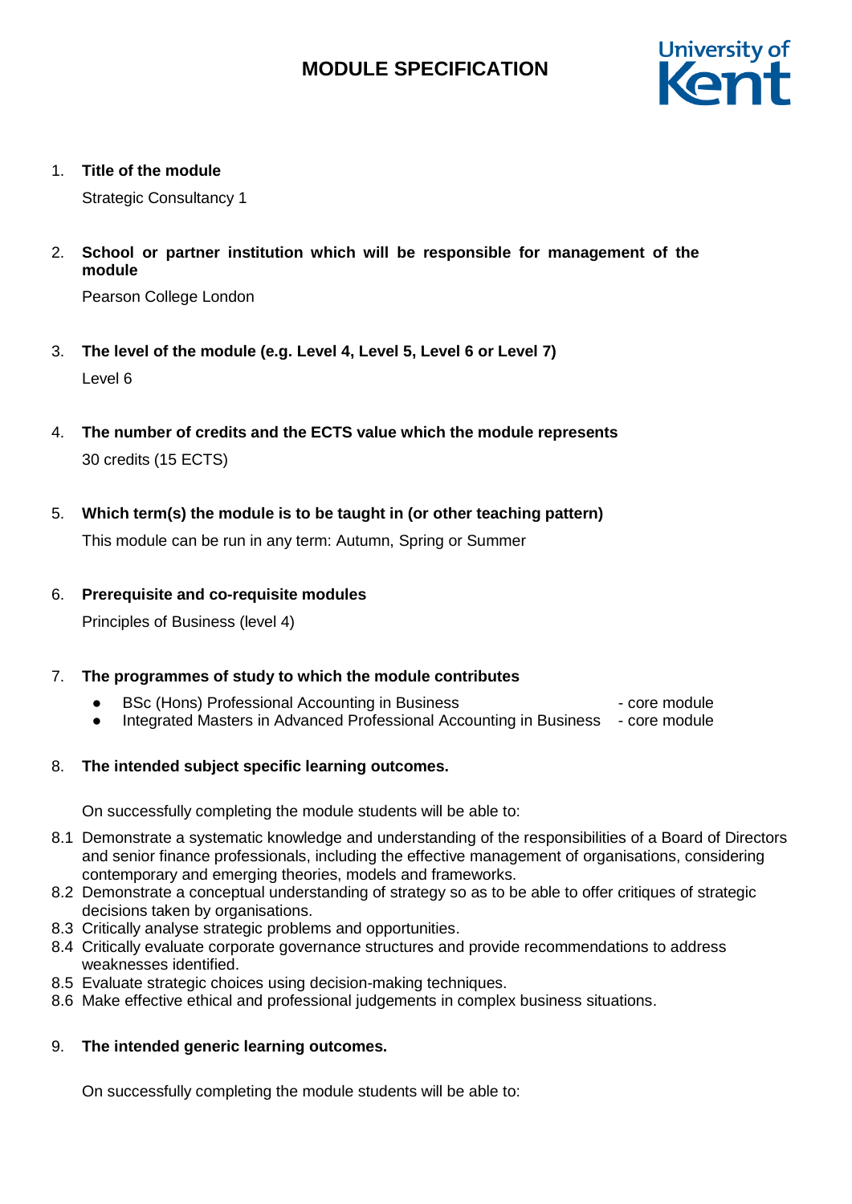# MODULE SPECIFICATION

1. **Title of the module**

   Strategic Consultancy 1

2. **School or partner institution which will be responsible for management of the module**

   Pearson College London

3. **The level of the module (e.g. Level 4, Level 5, Level 6 or Level 7)**

   Level 6

4. **The number of credits and the ECTS value which the module represents**

   30 credits (15 ECTS)

5. **Which term(s) the module is to be taught in (or other teaching pattern)**

   This module can be run in any term: Autumn, Spring or Summer

6. **Prerequisite and co-requisite modules**

   Principles of Business (level 4)

7. **The programmes of study to which the module contributes**

   - BSc (Hons) Professional Accounting in Business - core module
   - Integrated Masters in Advanced Professional Accounting in Business - core module

8. **The intended subject specific learning outcomes.**

   On successfully completing the module students will be able to:

8.1 Demonstrate a systematic knowledge and understanding of the responsibilities of a Board of Directors and senior finance professionals, including the effective management of organisations, considering contemporary and emerging theories, models and frameworks.
8.2 Demonstrate a conceptual understanding of strategy so as to be able to offer critiques of strategic decisions taken by organisations.
8.3 Critically analyse strategic problems and opportunities.
8.4 Critically evaluate corporate governance structures and provide recommendations to address weaknesses identified.
8.5 Evaluate strategic choices using decision-making techniques.
8.6 Make effective ethical and professional judgements in complex business situations.

9. **The intended generic learning outcomes.**

   On successfully completing the module students will be able to: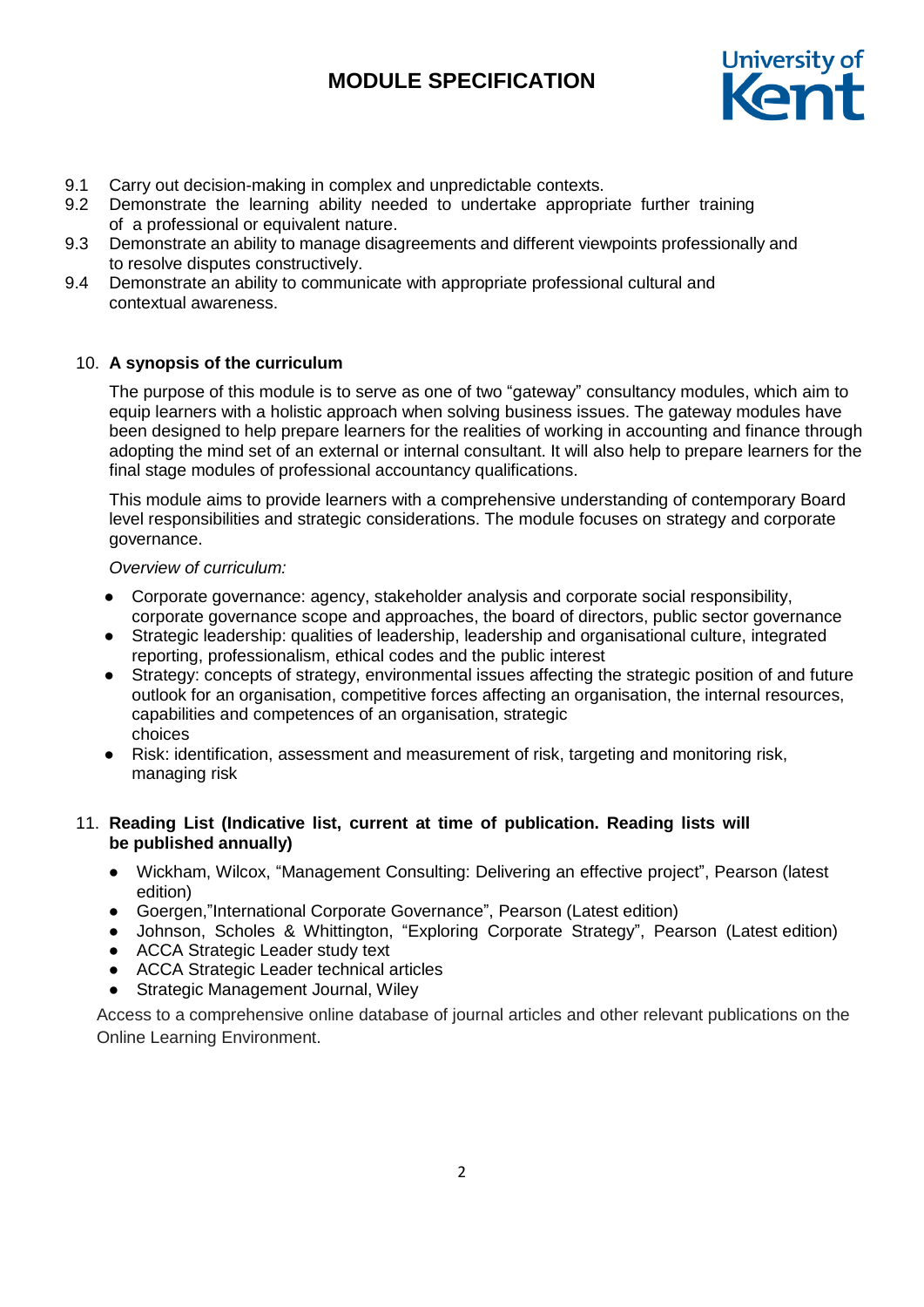9.1 Carry out decision-making in complex and unpredictable contexts.
9.2 Demonstrate the learning ability needed to undertake appropriate further training of a professional or equivalent nature.
9.3 Demonstrate an ability to manage disagreements and different viewpoints professionally and to resolve disputes constructively.
9.4 Demonstrate an ability to communicate with appropriate professional cultural and contextual awareness.

## 10. A synopsis of the curriculum

The purpose of this module is to serve as one of two "gateway" consultancy modules, which aim to equip learners with a holistic approach when solving business issues. The gateway modules have been designed to help prepare learners for the realities of working in accounting and finance through adopting the mind set of an external or internal consultant. It will also help to prepare learners for the final stage modules of professional accountancy qualifications.

This module aims to provide learners with a comprehensive understanding of contemporary Board level responsibilities and strategic considerations. The module focuses on strategy and corporate governance.

*Overview of curriculum:*

- Corporate governance: agency, stakeholder analysis and corporate social responsibility, corporate governance scope and approaches, the board of directors, public sector governance
- Strategic leadership: qualities of leadership, leadership and organisational culture, integrated reporting, professionalism, ethical codes and the public interest
- Strategy: concepts of strategy, environmental issues affecting the strategic position of and future outlook for an organisation, competitive forces affecting an organisation, the internal resources, capabilities and competences of an organisation, strategic choices
- Risk: identification, assessment and measurement of risk, targeting and monitoring risk, managing risk

## 11. Reading List (Indicative list, current at time of publication. Reading lists will be published annually)

- Wickham, Wilcox, "Management Consulting: Delivering an effective project", Pearson (latest edition)
- Goergen,"International Corporate Governance", Pearson (Latest edition)
- Johnson, Scholes & Whittington, "Exploring Corporate Strategy", Pearson (Latest edition)
- ACCA Strategic Leader study text
- ACCA Strategic Leader technical articles
- Strategic Management Journal, Wiley

Access to a comprehensive online database of journal articles and other relevant publications on the Online Learning Environment.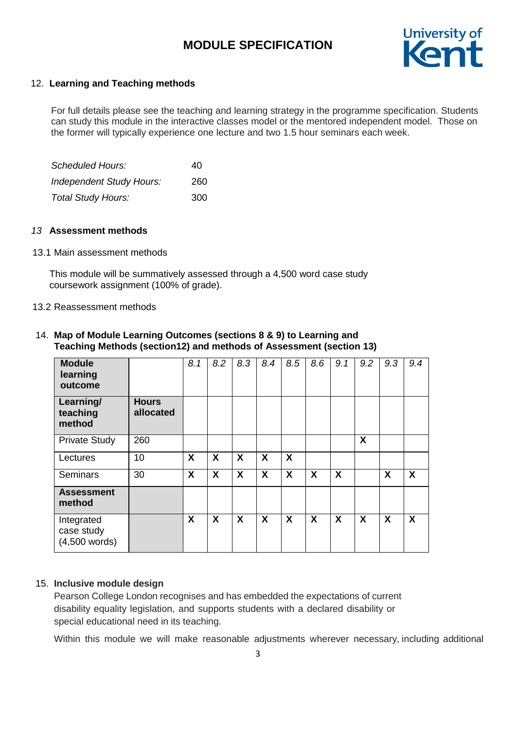## 12. Learning and Teaching methods

For full details please see the teaching and learning strategy in the programme specification. Students can study this module in the interactive classes model or the mentored independent model. Those on the former will typically experience one lecture and two 1.5 hour seminars each week.

| | |
|---|---|
| *Scheduled Hours:* | 40 |
| *Independent Study Hours:* | 260 |
| *Total Study Hours:* | 300 |

## *13* Assessment methods

13.1 Main assessment methods

This module will be summatively assessed through a 4,500 word case study coursework assignment (100% of grade).

13.2 Reassessment methods

## 14. Map of Module Learning Outcomes (sections 8 & 9) to Learning and Teaching Methods (section12) and methods of Assessment (section 13)

| **Module learning outcome** | | *8.1* | *8.2* | *8.3* | *8.4* | *8.5* | *8.6* | *9.1* | *9.2* | *9.3* | *9.4* |
|---|---|---|---|---|---|---|---|---|---|---|---|
| **Learning/ teaching method** | **Hours allocated** | | | | | | | | | | |
| Private Study | 260 | | | | | | | | **X** | | |
| Lectures | 10 | **X** | **X** | **X** | **X** | **X** | | | | | |
| Seminars | 30 | **X** | **X** | **X** | **X** | **X** | **X** | **X** | | **X** | **X** |
| **Assessment method** | | | | | | | | | | | |
| Integrated case study (4,500 words) | | **X** | **X** | **X** | **X** | **X** | **X** | **X** | **X** | **X** | **X** |

## 15. Inclusive module design

Pearson College London recognises and has embedded the expectations of current disability equality legislation, and supports students with a declared disability or special educational need in its teaching.

Within this module we will make reasonable adjustments wherever necessary, including additional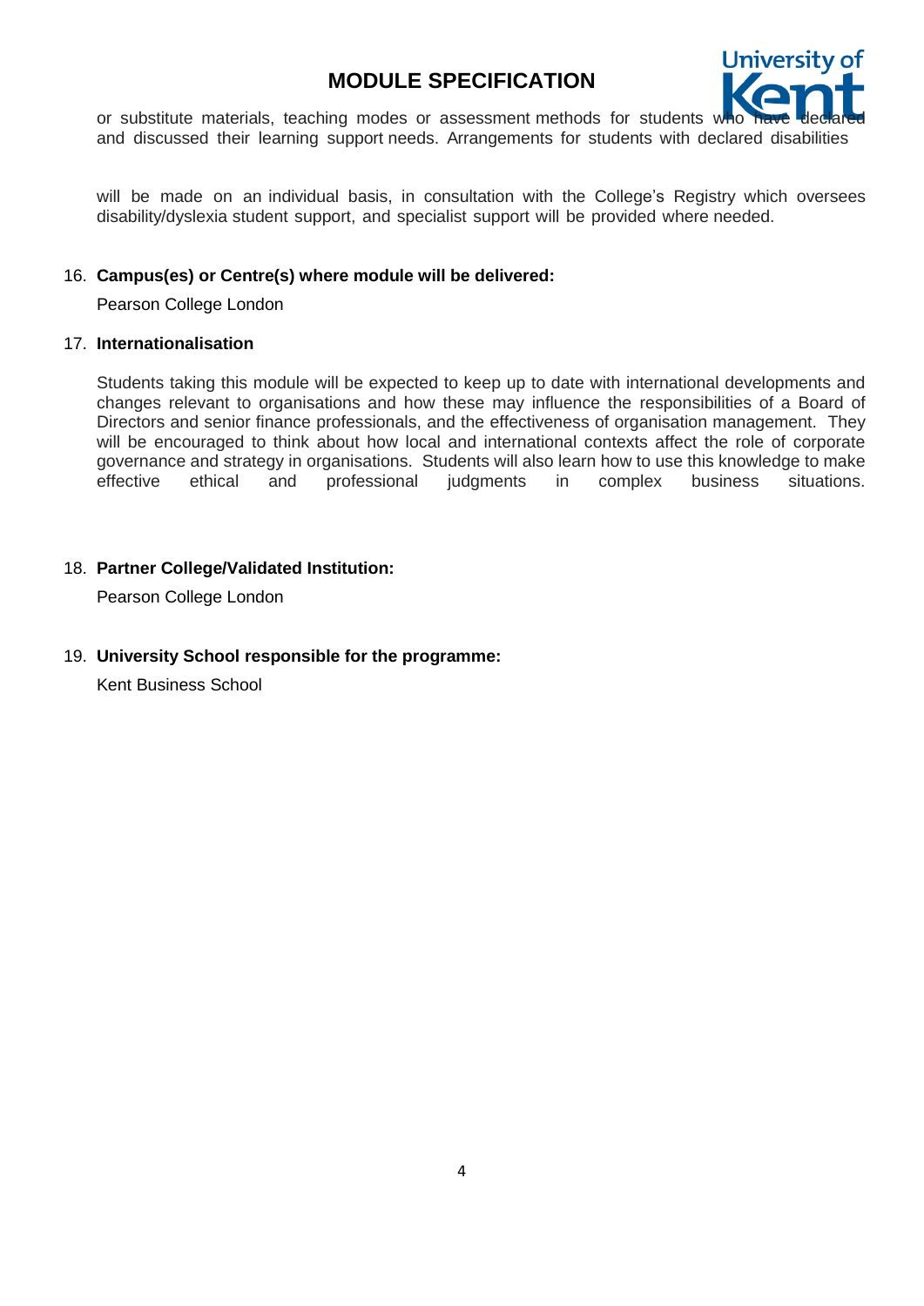or substitute materials, teaching modes or assessment methods for students who have declared and discussed their learning support needs. Arrangements for students with declared disabilities

will be made on an individual basis, in consultation with the College's Registry which oversees disability/dyslexia student support, and specialist support will be provided where needed.

16. **Campus(es) or Centre(s) where module will be delivered:**

    Pearson College London

17. **Internationalisation**

    Students taking this module will be expected to keep up to date with international developments and changes relevant to organisations and how these may influence the responsibilities of a Board of Directors and senior finance professionals, and the effectiveness of organisation management. They will be encouraged to think about how local and international contexts affect the role of corporate governance and strategy in organisations. Students will also learn how to use this knowledge to make effective ethical and professional judgments in complex business situations.

18. **Partner College/Validated Institution:**

    Pearson College London

19. **University School responsible for the programme:**

    Kent Business School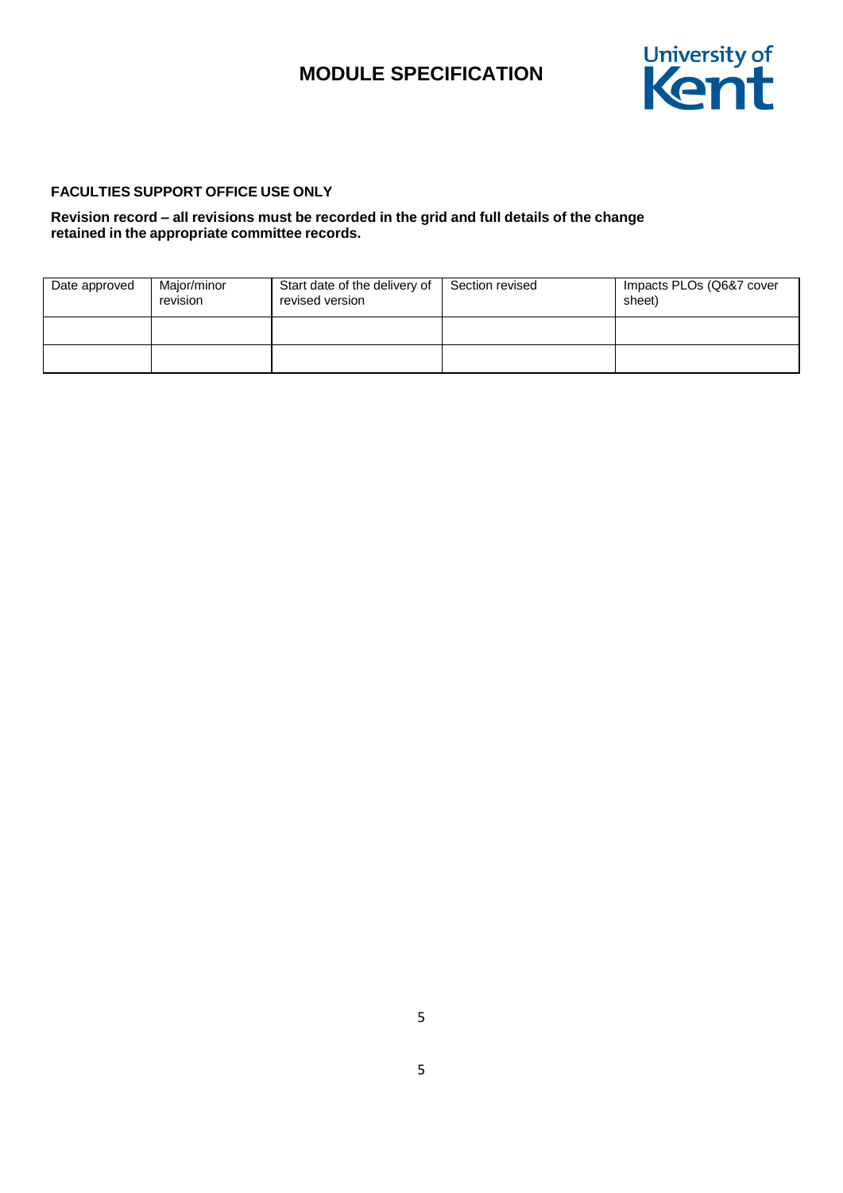# MODULE SPECIFICATION

**FACULTIES SUPPORT OFFICE USE ONLY**

**Revision record – all revisions must be recorded in the grid and full details of the change retained in the appropriate committee records.**

| Date approved | Major/minor revision | Start date of the delivery of revised version | Section revised | Impacts PLOs (Q6&7 cover sheet) |
|---|---|---|---|---|
| | | | | |
| | | | | |